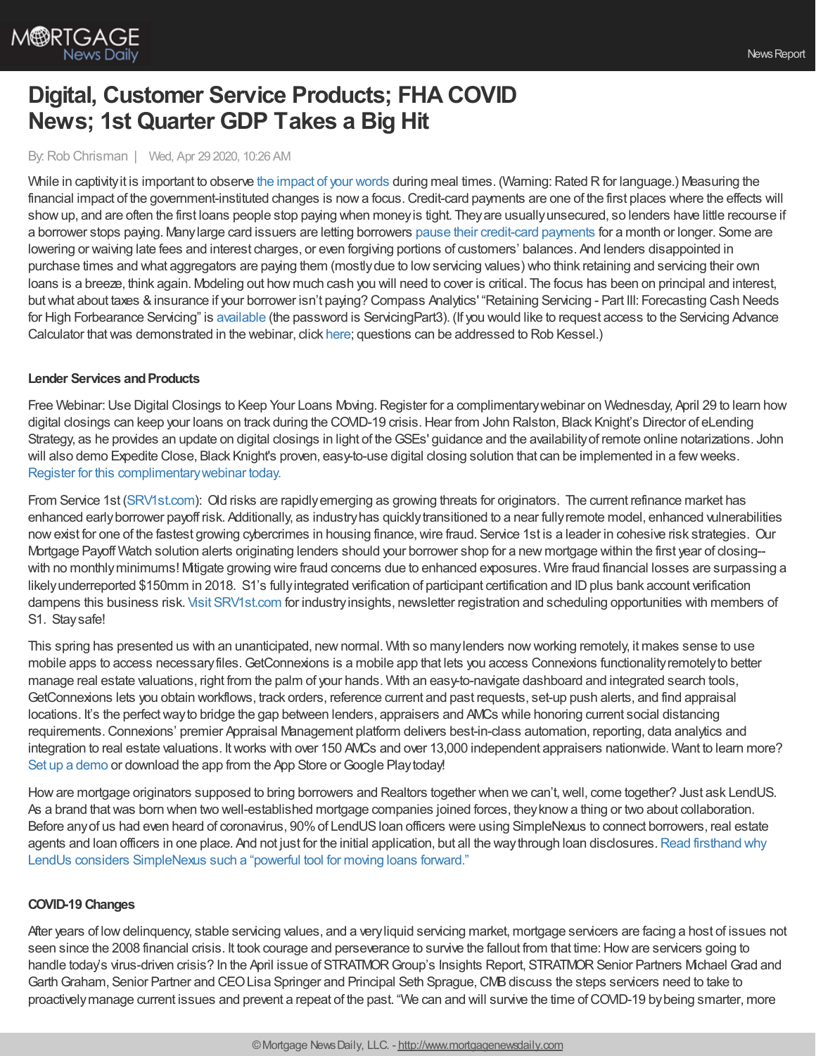# Digital, Customer Service Products; FHA COVID News; 1st Quarter GDP Takes a Big Hit

By: Rob Chrisman | Wed, Apr 29 2020, 10:26 AM

While in captivity it is important to observe the impact of your words during meal times. (Warning: Rated R for language.) Measuring the financial impact of the government-instituted changes is now a focus. Credit-card payments are one of the first places where the effects will show up, and are often the first loans people stop paying when money is tight. They are usually unsecured, so lenders have little recourse if a borrower stops paying. Many large card issuers are letting borrowers pause their credit-card payments for a month or longer. Some are lowering or waiving late fees and interest charges, or even forgiving portions of customers' balances. And lenders disappointed in purchase times and what aggregators are paying them (mostly due to low servicing values) who think retaining and servicing their own loans is a breeze, think again. Modeling out how much cash you will need to cover is critical. The focus has been on principal and interest, but what about taxes & insurance if your borrower isn't paying? Compass Analytics' "Retaining Servicing - Part III: Forecasting Cash Needs for High Forbearance Servicing" is available (the password is ServicingPart3). (If you would like to request access to the Servicing Advance Calculator that was demonstrated in the webinar, click here; questions can be addressed to Rob Kessel.)

### Lender Services and Products

Free Webinar: Use Digital Closings to Keep Your Loans Moving. Register for a complimentary webinar on Wednesday, April 29 to learn how digital closings can keep your loans on track during the COVID-19 crisis. Hear from John Ralston, Black Knight's Director of eLending Strategy, as he provides an update on digital closings in light of the GSEs' guidance and the availability of remote online notarizations. John will also demo Expedite Close, Black Knight's proven, easy-to-use digital closing solution that can be implemented in a few weeks. Register for this complimentary webinar today.

From Service 1st (SRV1st.com): Old risks are rapidly emerging as growing threats for originators. The current refinance market has enhanced early borrower payoff risk. Additionally, as industry has quickly transitioned to a near fully remote model, enhanced vulnerabilities now exist for one of the fastest growing cybercrimes in housing finance, wire fraud. Service 1st is a leader in cohesive risk strategies. Our Mortgage Payoff Watch solution alerts originating lenders should your borrower shop for a new mortgage within the first year of closing--with no monthly minimums! Mitigate growing wire fraud concerns due to enhanced exposures. Wire fraud financial losses are surpassing a likely underreported $150mm in 2018. S1's fully integrated verification of participant certification and ID plus bank account verification dampens this business risk. Visit SRV1st.com for industry insights, newsletter registration and scheduling opportunities with members of S1. Stay safe!

This spring has presented us with an unanticipated, new normal. With so many lenders now working remotely, it makes sense to use mobile apps to access necessary files. GetConnexions is a mobile app that lets you access Connexions functionality remotely to better manage real estate valuations, right from the palm of your hands. With an easy-to-navigate dashboard and integrated search tools, GetConnexions lets you obtain workflows, track orders, reference current and past requests, set-up push alerts, and find appraisal locations. It's the perfect way to bridge the gap between lenders, appraisers and AMCs while honoring current social distancing requirements. Connexions' premier Appraisal Management platform delivers best-in-class automation, reporting, data analytics and integration to real estate valuations. It works with over 150 AMCs and over 13,000 independent appraisers nationwide. Want to learn more? Set up a demo or download the app from the App Store or Google Play today!

How are mortgage originators supposed to bring borrowers and Realtors together when we can't, well, come together? Just ask LendUS. As a brand that was born when two well-established mortgage companies joined forces, they know a thing or two about collaboration. Before any of us had even heard of coronavirus, 90% of LendUS loan officers were using SimpleNexus to connect borrowers, real estate agents and loan officers in one place. And not just for the initial application, but all the way through loan disclosures. Read firsthand why LendUs considers SimpleNexus such a "powerful tool for moving loans forward."

### COVID-19 Changes

After years of low delinquency, stable servicing values, and a very liquid servicing market, mortgage servicers are facing a host of issues not seen since the 2008 financial crisis. It took courage and perseverance to survive the fallout from that time: How are servicers going to handle today's virus-driven crisis? In the April issue of STRATMOR Group's Insights Report, STRATMOR Senior Partners Michael Grad and Garth Graham, Senior Partner and CEO Lisa Springer and Principal Seth Sprague, CMB discuss the steps servicers need to take to proactively manage current issues and prevent a repeat of the past. "We can and will survive the time of COVID-19 by being smarter, more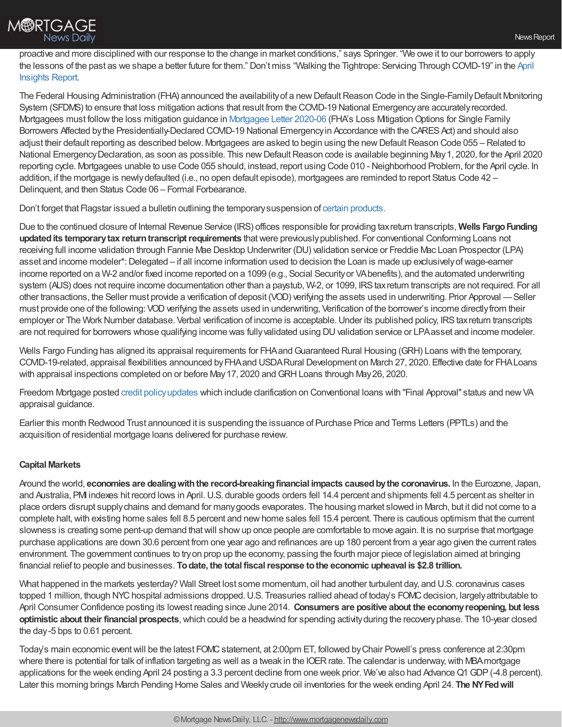proactive and more disciplined with our response to the change in market conditions," says Springer. "We owe it to our borrowers to apply the lessons of the past as we shape a better future for them." Don't miss "Walking the Tightrope: Servicing Through COVID-19" in the April Insights Report.

The Federal Housing Administration (FHA) announced the availability of a new Default Reason Code in the Single-Family Default Monitoring System (SFDMS) to ensure that loss mitigation actions that result from the COVID-19 National Emergency are accurately recorded. Mortgagees must follow the loss mitigation guidance in Mortgagee Letter 2020-06 (FHA's Loss Mitigation Options for Single Family Borrowers Affected by the Presidentially-Declared COVID-19 National Emergency in Accordance with the CARES Act) and should also adjust their default reporting as described below. Mortgagees are asked to begin using the new Default Reason Code 055 – Related to National Emergency Declaration, as soon as possible. This new Default Reason code is available beginning May 1, 2020, for the April 2020 reporting cycle. Mortgagees unable to use Code 055 should, instead, report using Code 010 - Neighborhood Problem, for the April cycle. In addition, if the mortgage is newly defaulted (i.e., no open default episode), mortgagees are reminded to report Status Code 42 – Delinquent, and then Status Code 06 – Formal Forbearance.

Don't forget that Flagstar issued a bulletin outlining the temporary suspension of certain products.

Due to the continued closure of Internal Revenue Service (IRS) offices responsible for providing tax return transcripts, **Wells Fargo Funding updated its temporary tax return transcript requirements** that were previously published. For conventional Conforming Loans not receiving full income validation through Fannie Mae Desktop Underwriter (DU) validation service or Freddie Mac Loan Prospector (LPA) asset and income modeler*: Delegated – if all income information used to decision the Loan is made up exclusively of wage-earner income reported on a W-2 and/or fixed income reported on a 1099 (e.g., Social Security or VA benefits), and the automated underwriting system (AUS) does not require income documentation other than a paystub, W-2, or 1099, IRS tax return transcripts are not required. For all other transactions, the Seller must provide a verification of deposit (VOD) verifying the assets used in underwriting. Prior Approval — Seller must provide one of the following: VOD verifying the assets used in underwriting, Verification of the borrower's income directly from their employer or The Work Number database. Verbal verification of income is acceptable. Under its published policy, IRS tax return transcripts are not required for borrowers whose qualifying income was fully validated using DU validation service or LPA asset and income modeler.

Wells Fargo Funding has aligned its appraisal requirements for FHA and Guaranteed Rural Housing (GRH) Loans with the temporary, COVID-19-related, appraisal flexibilities announced by FHA and USDA Rural Development on March 27, 2020. Effective date for FHA Loans with appraisal inspections completed on or before May 17, 2020 and GRH Loans through May 26, 2020.

Freedom Mortgage posted credit policy updates which include clarification on Conventional loans with "Final Approval" status and new VA appraisal guidance.

Earlier this month Redwood Trust announced it is suspending the issuance of Purchase Price and Terms Letters (PPTLs) and the acquisition of residential mortgage loans delivered for purchase review.

**Capital Markets**

Around the world, **economies are dealing with the record-breaking financial impacts caused by the coronavirus.** In the Eurozone, Japan, and Australia, PMI indexes hit record lows in April. U.S. durable goods orders fell 14.4 percent and shipments fell 4.5 percent as shelter in place orders disrupt supply chains and demand for many goods evaporates. The housing market slowed in March, but it did not come to a complete halt, with existing home sales fell 8.5 percent and new home sales fell 15.4 percent. There is cautious optimism that the current slowness is creating some pent-up demand that will show up once people are comfortable to move again. It is no surprise that mortgage purchase applications are down 30.6 percent from one year ago and refinances are up 180 percent from a year ago given the current rates environment. The government continues to try on prop up the economy, passing the fourth major piece of legislation aimed at bringing financial relief to people and businesses. **To date, the total fiscal response to the economic upheaval is $2.8 trillion.**

What happened in the markets yesterday? Wall Street lost some momentum, oil had another turbulent day, and U.S. coronavirus cases topped 1 million, though NYC hospital admissions dropped. U.S. Treasuries rallied ahead of today's FOMC decision, largely attributable to April Consumer Confidence posting its lowest reading since June 2014. **Consumers are positive about the economy reopening, but less optimistic about their financial prospects**, which could be a headwind for spending activity during the recovery phase. The 10-year closed the day -5 bps to 0.61 percent.

Today's main economic event will be the latest FOMC statement, at 2:00pm ET, followed by Chair Powell's press conference at 2:30pm where there is potential for talk of inflation targeting as well as a tweak in the IOER rate. The calendar is underway, with MBA mortgage applications for the week ending April 24 posting a 3.3 percent decline from one week prior. We've also had Advance Q1 GDP (-4.8 percent). Later this morning brings March Pending Home Sales and Weekly crude oil inventories for the week ending April 24. **The NY Fed will**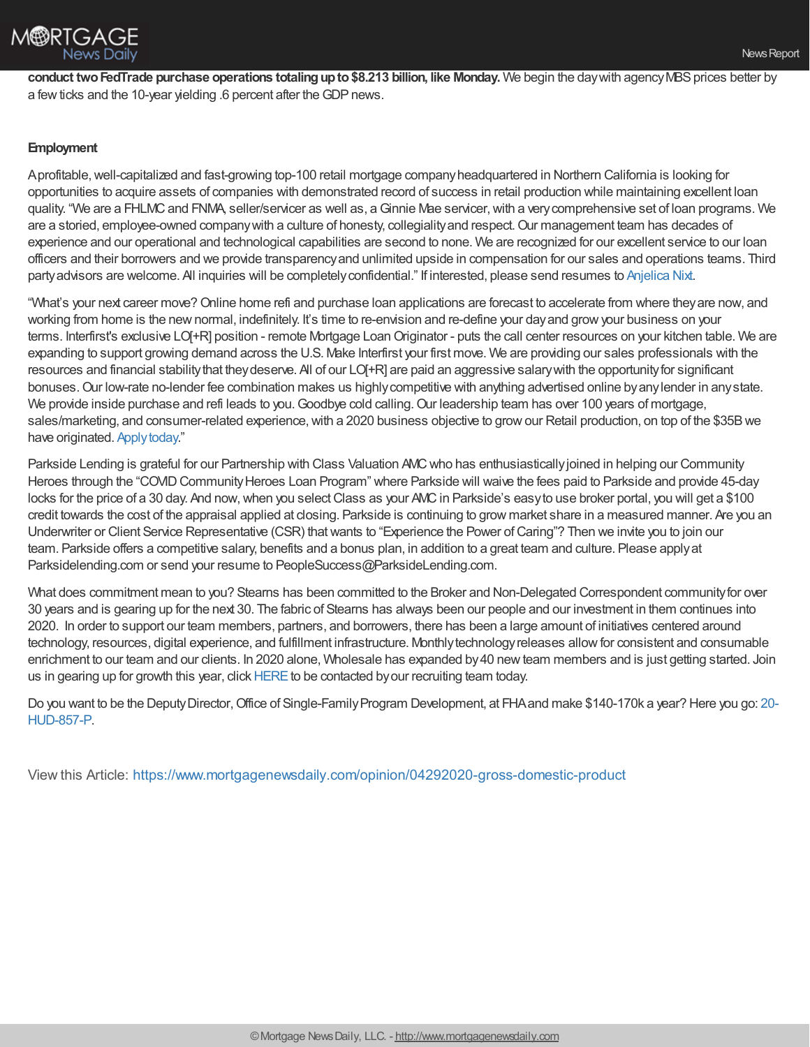**conduct two FedTrade purchase operations totaling up to $8.213 billion, like Monday.** We begin the day with agency MBS prices better by a few ticks and the 10-year yielding .6 percent after the GDP news.

**Employment**

A profitable, well-capitalized and fast-growing top-100 retail mortgage company headquartered in Northern California is looking for opportunities to acquire assets of companies with demonstrated record of success in retail production while maintaining excellent loan quality. "We are a FHLMC and FNMA, seller/servicer as well as, a Ginnie Mae servicer, with a very comprehensive set of loan programs. We are a storied, employee-owned company with a culture of honesty, collegiality and respect. Our management team has decades of experience and our operational and technological capabilities are second to none. We are recognized for our excellent service to our loan officers and their borrowers and we provide transparency and unlimited upside in compensation for our sales and operations teams. Third party advisors are welcome. All inquiries will be completely confidential." If interested, please send resumes to Anjelica Nixt.

"What's your next career move? Online home refi and purchase loan applications are forecast to accelerate from where they are now, and working from home is the new normal, indefinitely. It's time to re-envision and re-define your day and grow your business on your terms. Interfirst's exclusive LO[+R] position - remote Mortgage Loan Originator - puts the call center resources on your kitchen table. We are expanding to support growing demand across the U.S. Make Interfirst your first move. We are providing our sales professionals with the resources and financial stability that they deserve. All of our LO[+R] are paid an aggressive salary with the opportunity for significant bonuses. Our low-rate no-lender fee combination makes us highly competitive with anything advertised online by any lender in any state. We provide inside purchase and refi leads to you. Goodbye cold calling. Our leadership team has over 100 years of mortgage, sales/marketing, and consumer-related experience, with a 2020 business objective to grow our Retail production, on top of the $35B we have originated. Apply today."

Parkside Lending is grateful for our Partnership with Class Valuation AMC who has enthusiastically joined in helping our Community Heroes through the "COVID Community Heroes Loan Program" where Parkside will waive the fees paid to Parkside and provide 45-day locks for the price of a 30 day. And now, when you select Class as your AMC in Parkside's easy to use broker portal, you will get a $100 credit towards the cost of the appraisal applied at closing. Parkside is continuing to grow market share in a measured manner. Are you an Underwriter or Client Service Representative (CSR) that wants to "Experience the Power of Caring"? Then we invite you to join our team. Parkside offers a competitive salary, benefits and a bonus plan, in addition to a great team and culture. Please apply at Parksidelending.com or send your resume to PeopleSuccess@ParksideLending.com.

What does commitment mean to you? Stearns has been committed to the Broker and Non-Delegated Correspondent community for over 30 years and is gearing up for the next 30. The fabric of Stearns has always been our people and our investment in them continues into 2020. In order to support our team members, partners, and borrowers, there has been a large amount of initiatives centered around technology, resources, digital experience, and fulfillment infrastructure. Monthly technology releases allow for consistent and consumable enrichment to our team and our clients. In 2020 alone, Wholesale has expanded by 40 new team members and is just getting started. Join us in gearing up for growth this year, click HERE to be contacted by our recruiting team today.

Do you want to be the Deputy Director, Office of Single-Family Program Development, at FHA and make $140-170k a year? Here you go: 20-HUD-857-P.

View this Article: https://www.mortgagenewsdaily.com/opinion/04292020-gross-domestic-product